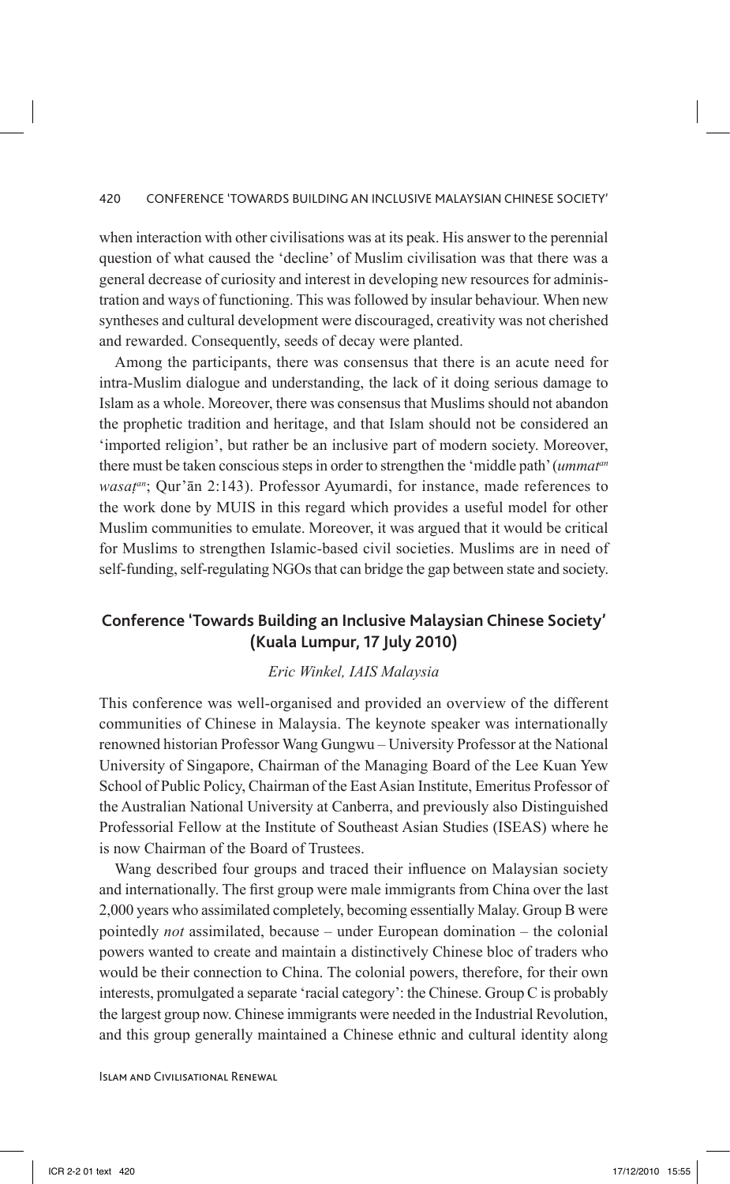when interaction with other civilisations was at its peak. His answer to the perennial question of what caused the 'decline' of Muslim civilisation was that there was a general decrease of curiosity and interest in developing new resources for administration and ways of functioning. This was followed by insular behaviour. When new syntheses and cultural development were discouraged, creativity was not cherished and rewarded. Consequently, seeds of decay were planted.

Among the participants, there was consensus that there is an acute need for intra-Muslim dialogue and understanding, the lack of it doing serious damage to Islam as a whole. Moreover, there was consensus that Muslims should not abandon the prophetic tradition and heritage, and that Islam should not be considered an 'imported religion', but rather be an inclusive part of modern society. Moreover, there must be taken conscious steps in order to strengthen the 'middle path' (*ummat*[an] *wasaṭ*[an]; Qur'ān 2:143). Professor Ayumardi, for instance, made references to the work done by MUIS in this regard which provides a useful model for other Muslim communities to emulate. Moreover, it was argued that it would be critical for Muslims to strengthen Islamic-based civil societies. Muslims are in need of self-funding, self-regulating NGOs that can bridge the gap between state and society.

## Conference 'Towards Building an Inclusive Malaysian Chinese Society' (Kuala Lumpur, 17 July 2010)

*Eric Winkel, IAIS Malaysia*

This conference was well-organised and provided an overview of the different communities of Chinese in Malaysia. The keynote speaker was internationally renowned historian Professor Wang Gungwu – University Professor at the National University of Singapore, Chairman of the Managing Board of the Lee Kuan Yew School of Public Policy, Chairman of the East Asian Institute, Emeritus Professor of the Australian National University at Canberra, and previously also Distinguished Professorial Fellow at the Institute of Southeast Asian Studies (ISEAS) where he is now Chairman of the Board of Trustees.

Wang described four groups and traced their influence on Malaysian society and internationally. The first group were male immigrants from China over the last 2,000 years who assimilated completely, becoming essentially Malay. Group B were pointedly *not* assimilated, because – under European domination – the colonial powers wanted to create and maintain a distinctively Chinese bloc of traders who would be their connection to China. The colonial powers, therefore, for their own interests, promulgated a separate 'racial category': the Chinese. Group C is probably the largest group now. Chinese immigrants were needed in the Industrial Revolution, and this group generally maintained a Chinese ethnic and cultural identity along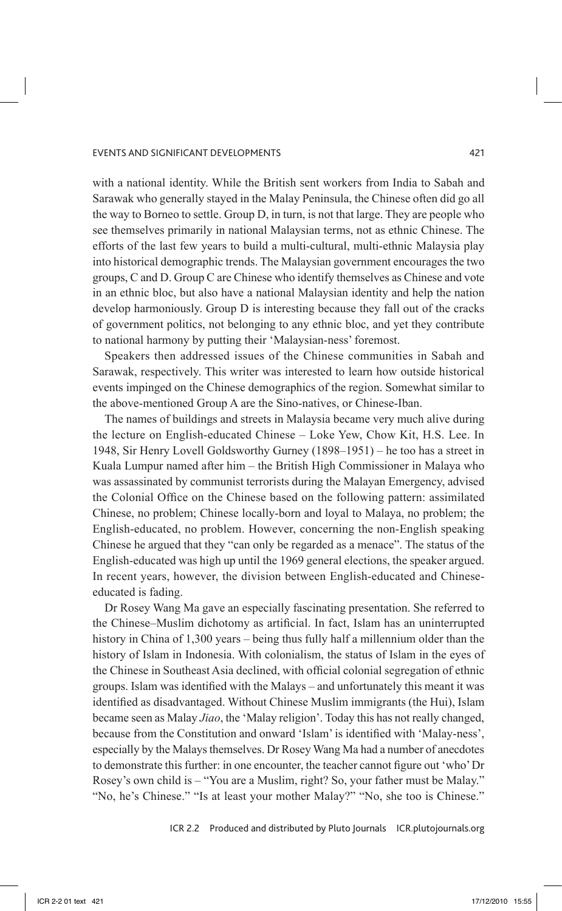with a national identity. While the British sent workers from India to Sabah and Sarawak who generally stayed in the Malay Peninsula, the Chinese often did go all the way to Borneo to settle. Group D, in turn, is not that large. They are people who see themselves primarily in national Malaysian terms, not as ethnic Chinese. The efforts of the last few years to build a multi-cultural, multi-ethnic Malaysia play into historical demographic trends. The Malaysian government encourages the two groups, C and D. Group C are Chinese who identify themselves as Chinese and vote in an ethnic bloc, but also have a national Malaysian identity and help the nation develop harmoniously. Group D is interesting because they fall out of the cracks of government politics, not belonging to any ethnic bloc, and yet they contribute to national harmony by putting their 'Malaysian-ness' foremost.

Speakers then addressed issues of the Chinese communities in Sabah and Sarawak, respectively. This writer was interested to learn how outside historical events impinged on the Chinese demographics of the region. Somewhat similar to the above-mentioned Group A are the Sino-natives, or Chinese-Iban.

The names of buildings and streets in Malaysia became very much alive during the lecture on English-educated Chinese – Loke Yew, Chow Kit, H.S. Lee. In 1948, Sir Henry Lovell Goldsworthy Gurney (1898–1951) – he too has a street in Kuala Lumpur named after him – the British High Commissioner in Malaya who was assassinated by communist terrorists during the Malayan Emergency, advised the Colonial Office on the Chinese based on the following pattern: assimilated Chinese, no problem; Chinese locally-born and loyal to Malaya, no problem; the English-educated, no problem. However, concerning the non-English speaking Chinese he argued that they "can only be regarded as a menace". The status of the English-educated was high up until the 1969 general elections, the speaker argued. In recent years, however, the division between English-educated and Chinese-educated is fading.

Dr Rosey Wang Ma gave an especially fascinating presentation. She referred to the Chinese–Muslim dichotomy as artificial. In fact, Islam has an uninterrupted history in China of 1,300 years – being thus fully half a millennium older than the history of Islam in Indonesia. With colonialism, the status of Islam in the eyes of the Chinese in Southeast Asia declined, with official colonial segregation of ethnic groups. Islam was identified with the Malays – and unfortunately this meant it was identified as disadvantaged. Without Chinese Muslim immigrants (the Hui), Islam became seen as Malay *Jiao*, the 'Malay religion'. Today this has not really changed, because from the Constitution and onward 'Islam' is identified with 'Malay-ness', especially by the Malays themselves. Dr Rosey Wang Ma had a number of anecdotes to demonstrate this further: in one encounter, the teacher cannot figure out 'who' Dr Rosey's own child is – "You are a Muslim, right? So, your father must be Malay." "No, he's Chinese." "Is at least your mother Malay?" "No, she too is Chinese."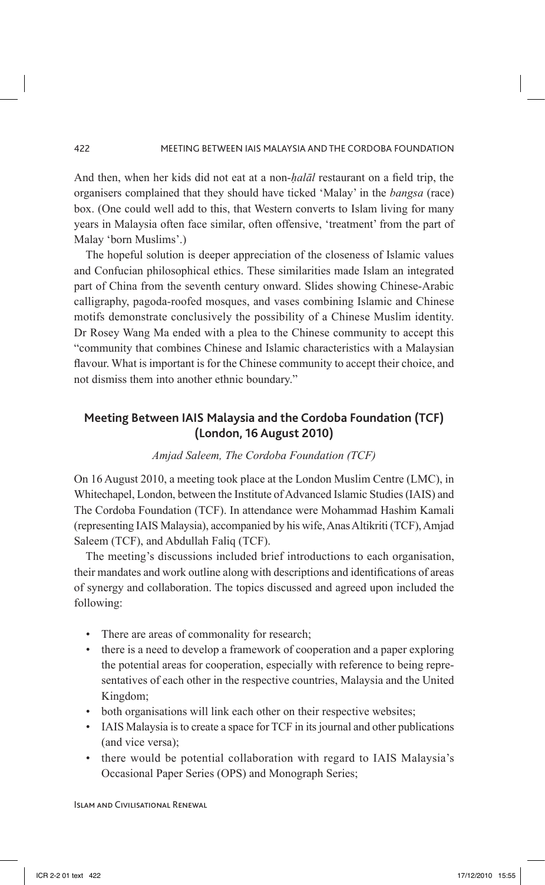And then, when her kids did not eat at a non-*ḥalāl* restaurant on a field trip, the organisers complained that they should have ticked 'Malay' in the *bangsa* (race) box. (One could well add to this, that Western converts to Islam living for many years in Malaysia often face similar, often offensive, 'treatment' from the part of Malay 'born Muslims'.)

The hopeful solution is deeper appreciation of the closeness of Islamic values and Confucian philosophical ethics. These similarities made Islam an integrated part of China from the seventh century onward. Slides showing Chinese-Arabic calligraphy, pagoda-roofed mosques, and vases combining Islamic and Chinese motifs demonstrate conclusively the possibility of a Chinese Muslim identity. Dr Rosey Wang Ma ended with a plea to the Chinese community to accept this "community that combines Chinese and Islamic characteristics with a Malaysian flavour. What is important is for the Chinese community to accept their choice, and not dismiss them into another ethnic boundary."

## Meeting Between IAIS Malaysia and the Cordoba Foundation (TCF) (London, 16 August 2010)

*Amjad Saleem, The Cordoba Foundation (TCF)*

On 16 August 2010, a meeting took place at the London Muslim Centre (LMC), in Whitechapel, London, between the Institute of Advanced Islamic Studies (IAIS) and The Cordoba Foundation (TCF). In attendance were Mohammad Hashim Kamali (representing IAIS Malaysia), accompanied by his wife, Anas Altikriti (TCF), Amjad Saleem (TCF), and Abdullah Faliq (TCF).

The meeting's discussions included brief introductions to each organisation, their mandates and work outline along with descriptions and identifications of areas of synergy and collaboration. The topics discussed and agreed upon included the following:

- There are areas of commonality for research;
- there is a need to develop a framework of cooperation and a paper exploring the potential areas for cooperation, especially with reference to being representatives of each other in the respective countries, Malaysia and the United Kingdom;
- both organisations will link each other on their respective websites;
- IAIS Malaysia is to create a space for TCF in its journal and other publications (and vice versa);
- there would be potential collaboration with regard to IAIS Malaysia's Occasional Paper Series (OPS) and Monograph Series;